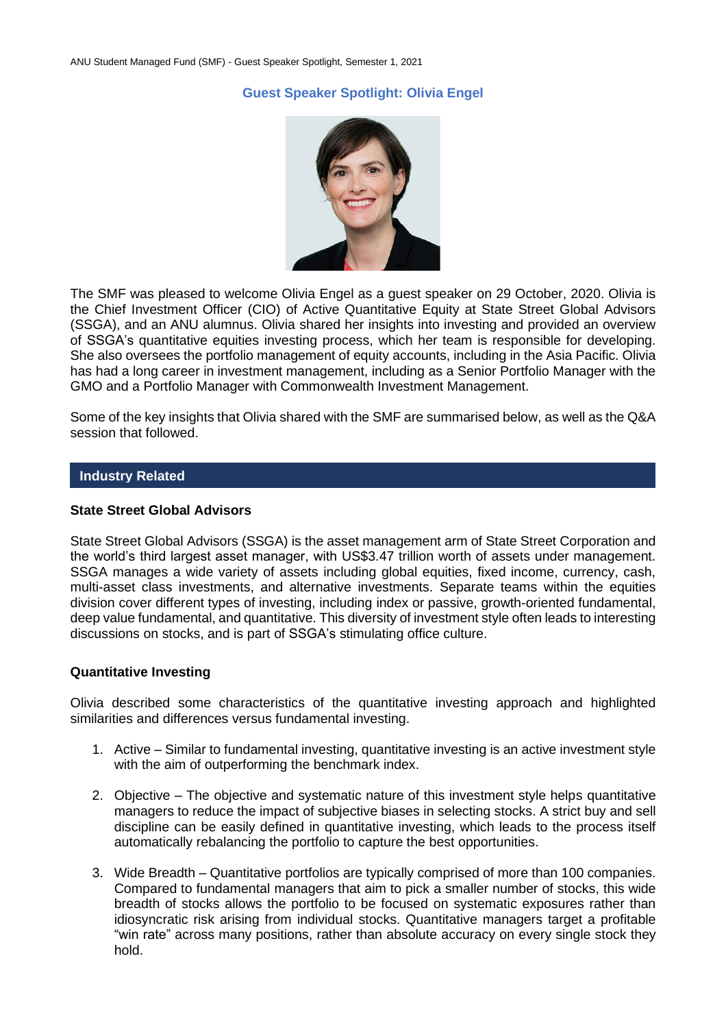# Guest Speaker Spotlight: Olivia Engel

The SMF was pleased to welcome Olivia Engel as a guest speaker on 29 October, 2020. Olivia is the Chief Investment Officer (CIO) of Active Quantitative Equity at State Street Global Advisors (SSGA), and an ANU alumnus. Olivia shared her insights into investing and provided an overview of SSGA's quantitative equities investing process, which her team is responsible for developing. She also oversees the portfolio management of equity accounts, including in the Asia Pacific. Olivia has had a long career in investment management, including as a Senior Portfolio Manager with the GMO and a Portfolio Manager with Commonwealth Investment Management.

Some of the key insights that Olivia shared with the SMF are summarised below, as well as the Q&A session that followed.

## Industry Related

### State Street Global Advisors

State Street Global Advisors (SSGA) is the asset management arm of State Street Corporation and the world's third largest asset manager, with US$3.47 trillion worth of assets under management. SSGA manages a wide variety of assets including global equities, fixed income, currency, cash, multi-asset class investments, and alternative investments. Separate teams within the equities division cover different types of investing, including index or passive, growth-oriented fundamental, deep value fundamental, and quantitative. This diversity of investment style often leads to interesting discussions on stocks, and is part of SSGA's stimulating office culture.

### Quantitative Investing

Olivia described some characteristics of the quantitative investing approach and highlighted similarities and differences versus fundamental investing.

1. Active – Similar to fundamental investing, quantitative investing is an active investment style with the aim of outperforming the benchmark index.

2. Objective – The objective and systematic nature of this investment style helps quantitative managers to reduce the impact of subjective biases in selecting stocks. A strict buy and sell discipline can be easily defined in quantitative investing, which leads to the process itself automatically rebalancing the portfolio to capture the best opportunities.

3. Wide Breadth – Quantitative portfolios are typically comprised of more than 100 companies. Compared to fundamental managers that aim to pick a smaller number of stocks, this wide breadth of stocks allows the portfolio to be focused on systematic exposures rather than idiosyncratic risk arising from individual stocks. Quantitative managers target a profitable "win rate" across many positions, rather than absolute accuracy on every single stock they hold.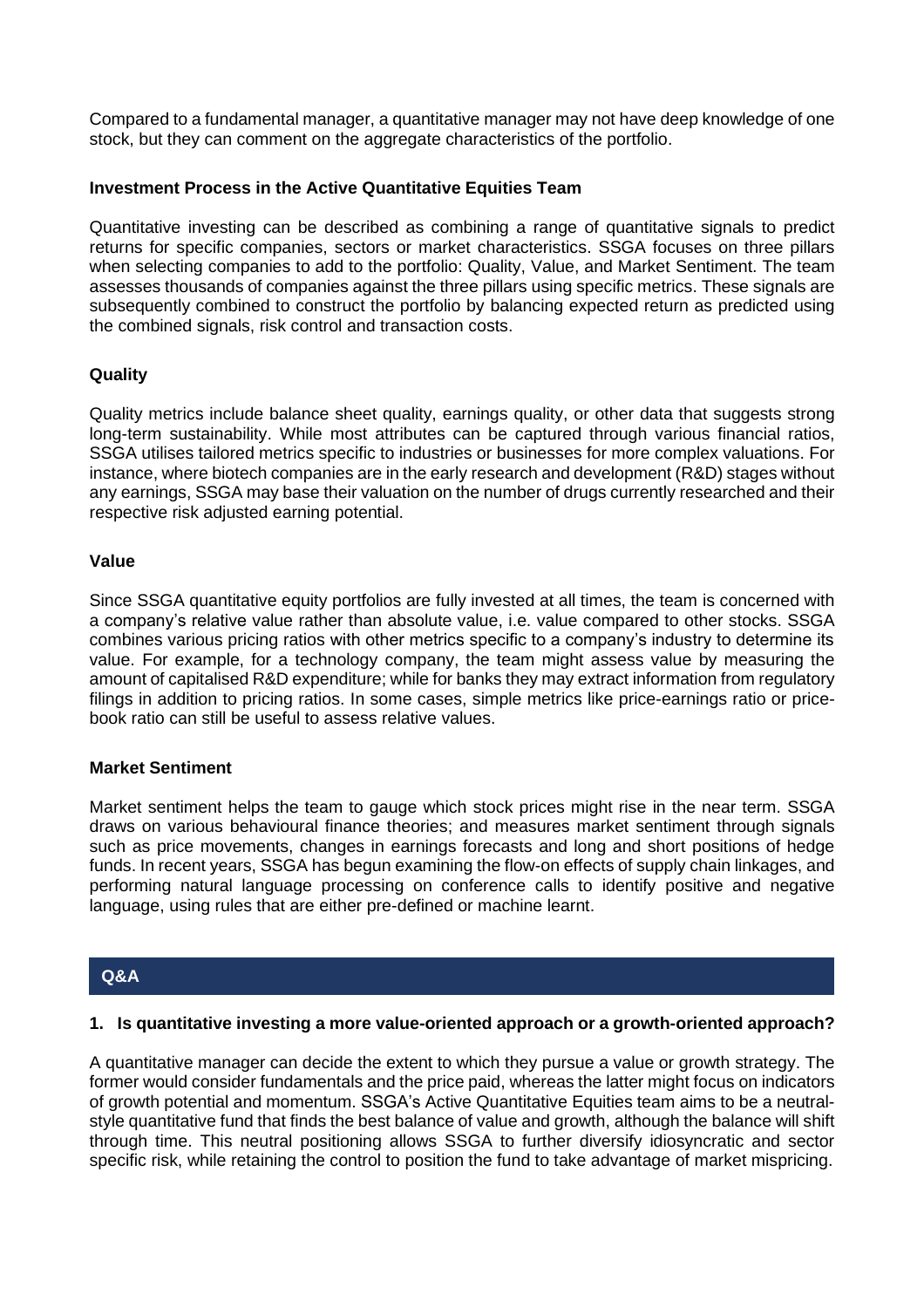Compared to a fundamental manager, a quantitative manager may not have deep knowledge of one stock, but they can comment on the aggregate characteristics of the portfolio.

### Investment Process in the Active Quantitative Equities Team

Quantitative investing can be described as combining a range of quantitative signals to predict returns for specific companies, sectors or market characteristics. SSGA focuses on three pillars when selecting companies to add to the portfolio: Quality, Value, and Market Sentiment. The team assesses thousands of companies against the three pillars using specific metrics. These signals are subsequently combined to construct the portfolio by balancing expected return as predicted using the combined signals, risk control and transaction costs.

### Quality

Quality metrics include balance sheet quality, earnings quality, or other data that suggests strong long-term sustainability. While most attributes can be captured through various financial ratios, SSGA utilises tailored metrics specific to industries or businesses for more complex valuations. For instance, where biotech companies are in the early research and development (R&D) stages without any earnings, SSGA may base their valuation on the number of drugs currently researched and their respective risk adjusted earning potential.

### Value

Since SSGA quantitative equity portfolios are fully invested at all times, the team is concerned with a company's relative value rather than absolute value, i.e. value compared to other stocks. SSGA combines various pricing ratios with other metrics specific to a company's industry to determine its value. For example, for a technology company, the team might assess value by measuring the amount of capitalised R&D expenditure; while for banks they may extract information from regulatory filings in addition to pricing ratios. In some cases, simple metrics like price-earnings ratio or price-book ratio can still be useful to assess relative values.

### Market Sentiment

Market sentiment helps the team to gauge which stock prices might rise in the near term. SSGA draws on various behavioural finance theories; and measures market sentiment through signals such as price movements, changes in earnings forecasts and long and short positions of hedge funds. In recent years, SSGA has begun examining the flow-on effects of supply chain linkages, and performing natural language processing on conference calls to identify positive and negative language, using rules that are either pre-defined or machine learnt.

## Q&A

**1. Is quantitative investing a more value-oriented approach or a growth-oriented approach?**

A quantitative manager can decide the extent to which they pursue a value or growth strategy. The former would consider fundamentals and the price paid, whereas the latter might focus on indicators of growth potential and momentum. SSGA's Active Quantitative Equities team aims to be a neutral-style quantitative fund that finds the best balance of value and growth, although the balance will shift through time. This neutral positioning allows SSGA to further diversify idiosyncratic and sector specific risk, while retaining the control to position the fund to take advantage of market mispricing.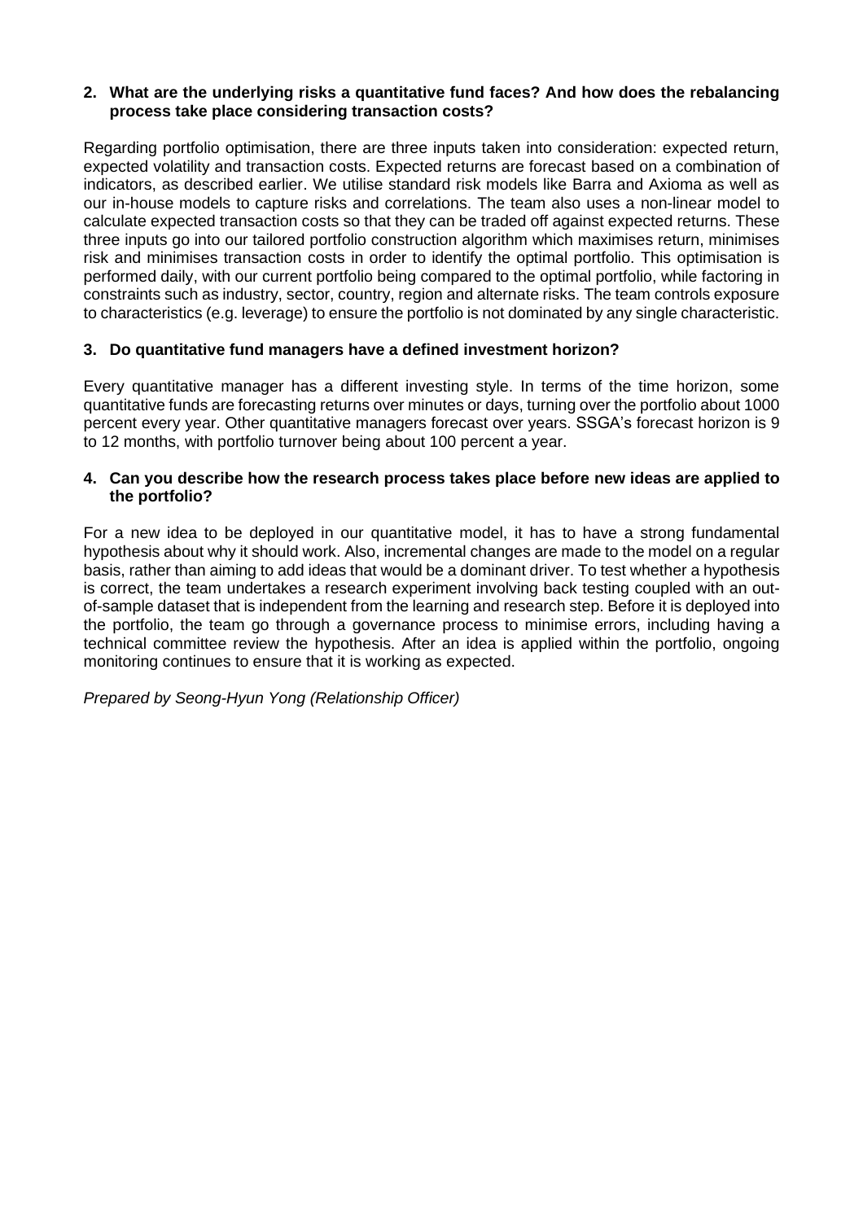**2. What are the underlying risks a quantitative fund faces? And how does the rebalancing process take place considering transaction costs?**

Regarding portfolio optimisation, there are three inputs taken into consideration: expected return, expected volatility and transaction costs. Expected returns are forecast based on a combination of indicators, as described earlier. We utilise standard risk models like Barra and Axioma as well as our in-house models to capture risks and correlations. The team also uses a non-linear model to calculate expected transaction costs so that they can be traded off against expected returns. These three inputs go into our tailored portfolio construction algorithm which maximises return, minimises risk and minimises transaction costs in order to identify the optimal portfolio. This optimisation is performed daily, with our current portfolio being compared to the optimal portfolio, while factoring in constraints such as industry, sector, country, region and alternate risks. The team controls exposure to characteristics (e.g. leverage) to ensure the portfolio is not dominated by any single characteristic.

**3. Do quantitative fund managers have a defined investment horizon?**

Every quantitative manager has a different investing style. In terms of the time horizon, some quantitative funds are forecasting returns over minutes or days, turning over the portfolio about 1000 percent every year. Other quantitative managers forecast over years. SSGA's forecast horizon is 9 to 12 months, with portfolio turnover being about 100 percent a year.

**4. Can you describe how the research process takes place before new ideas are applied to the portfolio?**

For a new idea to be deployed in our quantitative model, it has to have a strong fundamental hypothesis about why it should work. Also, incremental changes are made to the model on a regular basis, rather than aiming to add ideas that would be a dominant driver. To test whether a hypothesis is correct, the team undertakes a research experiment involving back testing coupled with an out-of-sample dataset that is independent from the learning and research step. Before it is deployed into the portfolio, the team go through a governance process to minimise errors, including having a technical committee review the hypothesis. After an idea is applied within the portfolio, ongoing monitoring continues to ensure that it is working as expected.

*Prepared by Seong-Hyun Yong (Relationship Officer)*